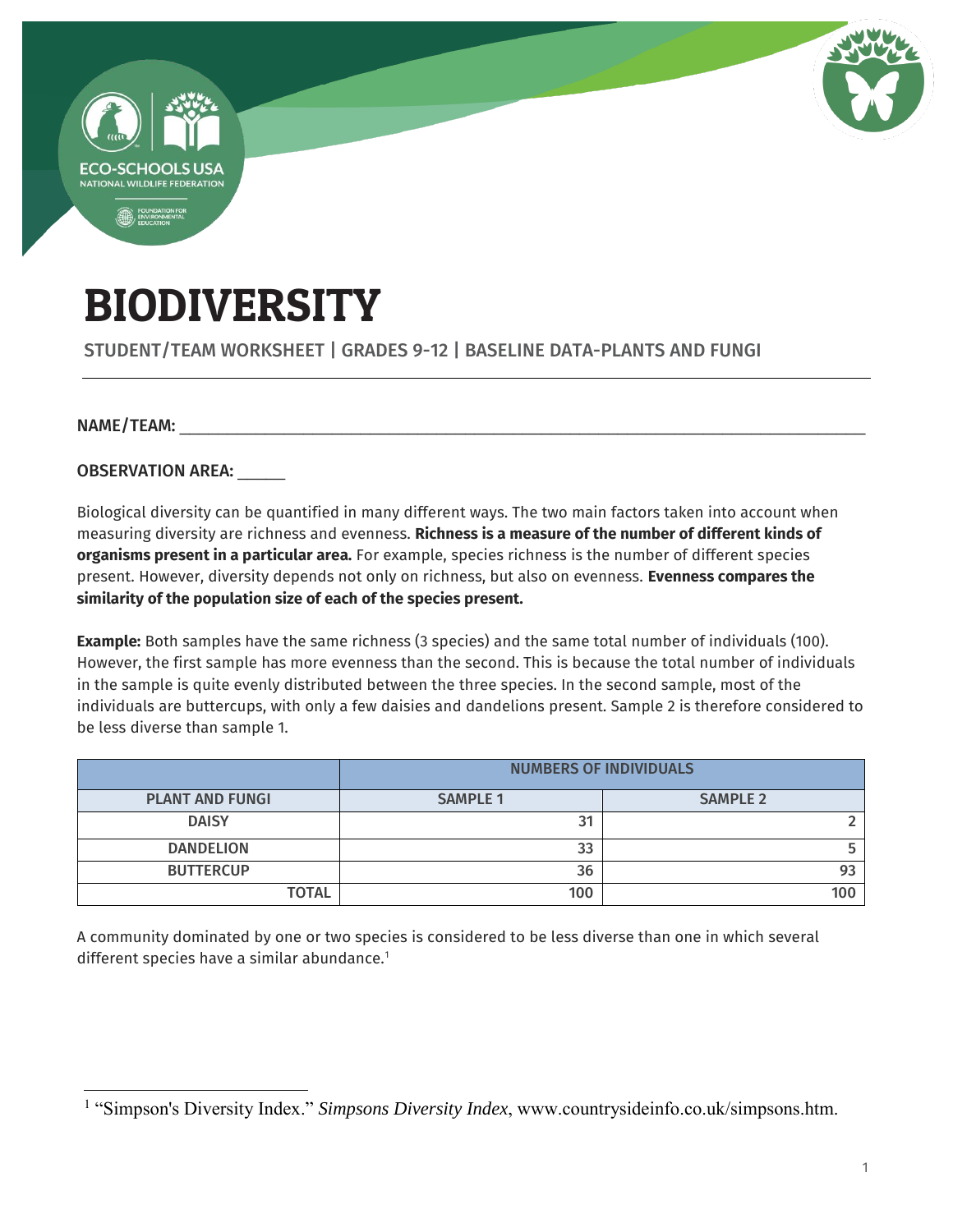# BIODIVERSITY

STUDENT/TEAM WORKSHEET | GRADES 9-12 | BASELINE DATA-PLANTS AND FUNGI

NAME/TEAM: ___________________________________________________________________________

OBSERVATION AREA: _____

Biological diversity can be quantified in many different ways. The two main factors taken into account when measuring diversity are richness and evenness. **Richness is a measure of the number of different kinds of organisms present in a particular area.** For example, species richness is the number of different species present. However, diversity depends not only on richness, but also on evenness. **Evenness compares the similarity of the population size of each of the species present.**

**Example:** Both samples have the same richness (3 species) and the same total number of individuals (100). However, the first sample has more evenness than the second. This is because the total number of individuals in the sample is quite evenly distributed between the three species. In the second sample, most of the individuals are buttercups, with only a few daisies and dandelions present. Sample 2 is therefore considered to be less diverse than sample 1.

| | NUMBERS OF INDIVIDUALS | |
|---|---|---|
| **PLANT AND FUNGI** | **SAMPLE 1** | **SAMPLE 2** |
| **DAISY** | 31 | 2 |
| **DANDELION** | 33 | 5 |
| **BUTTERCUP** | 36 | 93 |
| **TOTAL** | 100 | 100 |

A community dominated by one or two species is considered to be less diverse than one in which several different species have a similar abundance.[1]

[1] "Simpson's Diversity Index." *Simpsons Diversity Index*, www.countrysideinfo.co.uk/simpsons.htm.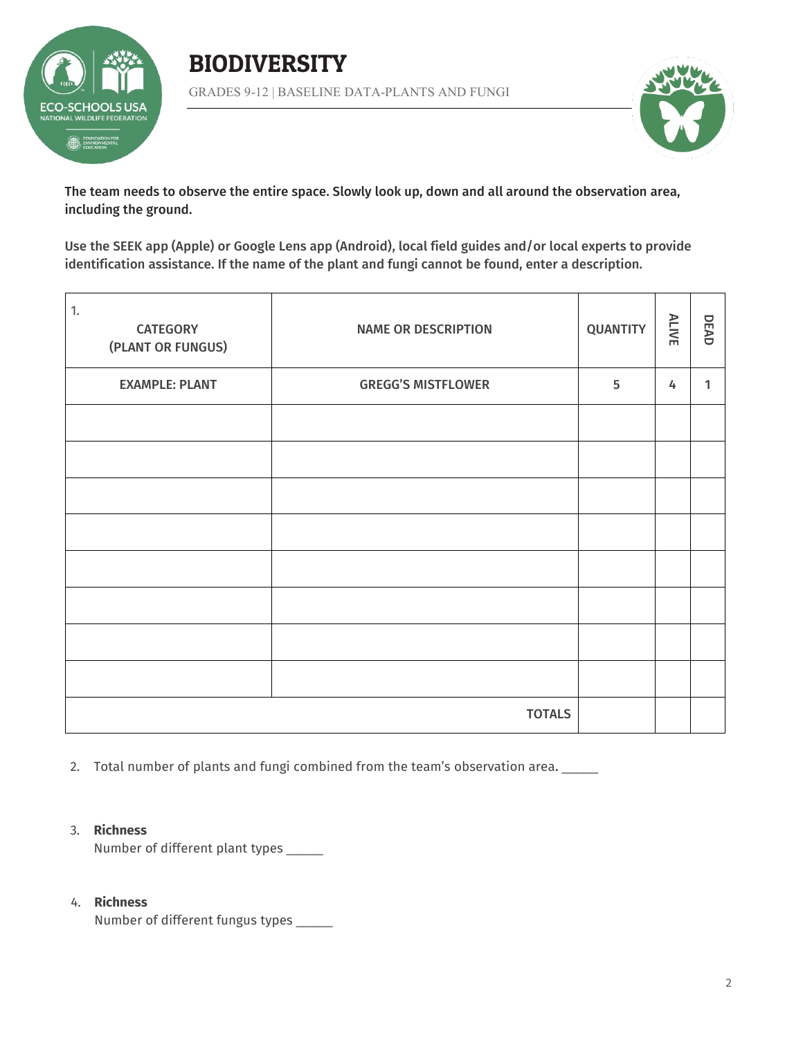# BIODIVERSITY

GRADES 9-12 | BASELINE DATA-PLANTS AND FUNGI

**The team needs to observe the entire space. Slowly look up, down and all around the observation area, including the ground.**

**Use the SEEK app (Apple) or Google Lens app (Android), local field guides and/or local experts to provide identification assistance. If the name of the plant and fungi cannot be found, enter a description.**

| 1. CATEGORY (PLANT OR FUNGUS) | NAME OR DESCRIPTION | QUANTITY | ALIVE | DEAD |
|---|---|---|---|---|
| EXAMPLE: PLANT | GREGG'S MISTFLOWER | 5 | 4 | 1 |
| | | | | |
| | | | | |
| | | | | |
| | | | | |
| | | | | |
| | | | | |
| | | | | |
| | | | | |
| | TOTALS | | | |

2. Total number of plants and fungi combined from the team's observation area. _____

3. **Richness**
   Number of different plant types _____

4. **Richness**
   Number of different fungus types _____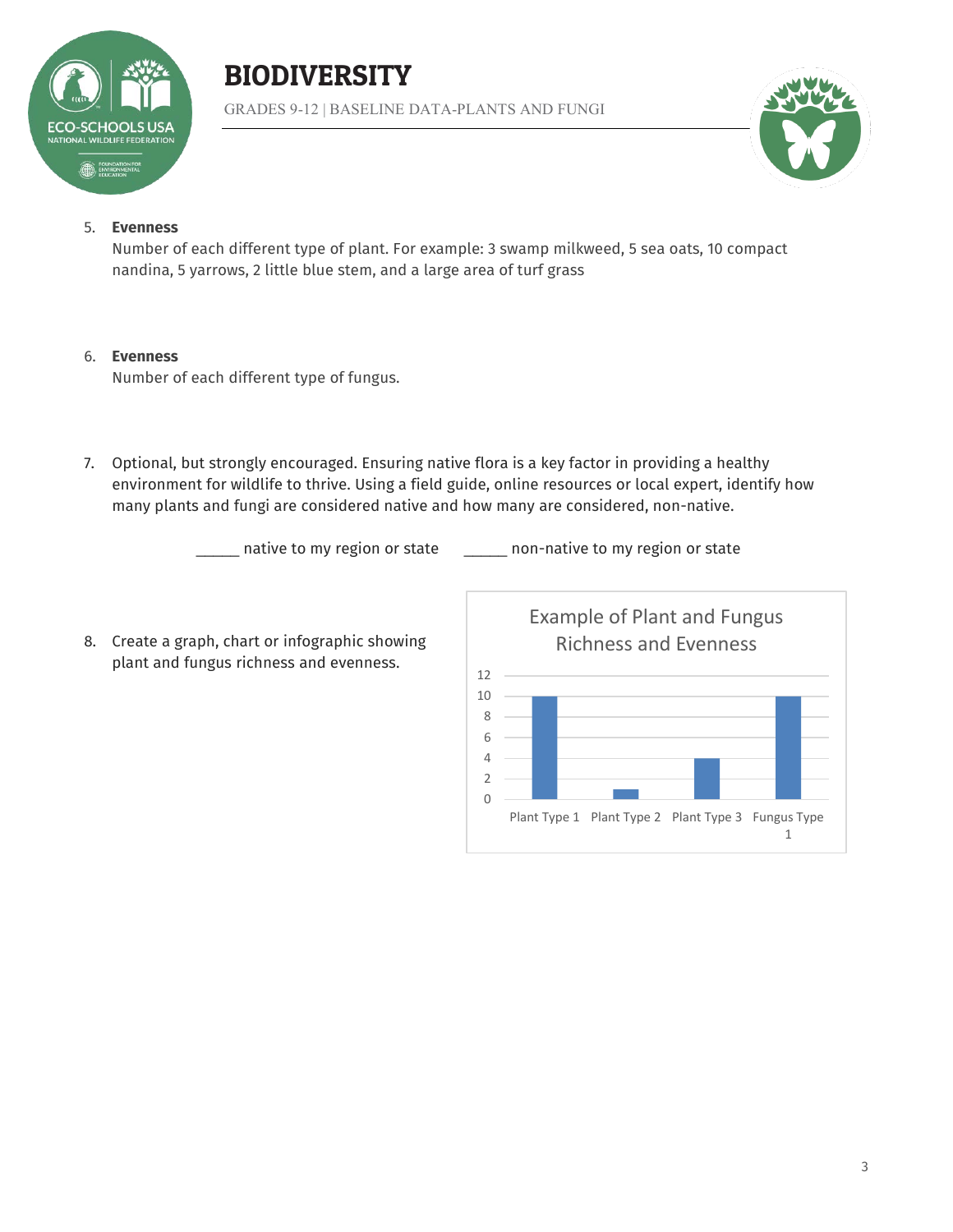5. **Evenness**
   Number of each different type of plant. For example: 3 swamp milkweed, 5 sea oats, 10 compact nandina, 5 yarrows, 2 little blue stem, and a large area of turf grass

6. **Evenness**
   Number of each different type of fungus.

7. Optional, but strongly encouraged. Ensuring native flora is a key factor in providing a healthy environment for wildlife to thrive. Using a field guide, online resources or local expert, identify how many plants and fungi are considered native and how many are considered, non-native.

   _____ native to my region or state     _____ non-native to my region or state

8. Create a graph, chart or infographic showing plant and fungus richness and evenness.

Example of Plant and Fungus Richness and Evenness

12
10
8
6
4
2
0

Plant Type 1
Plant Type 2
Plant Type 3
Fungus Type 1